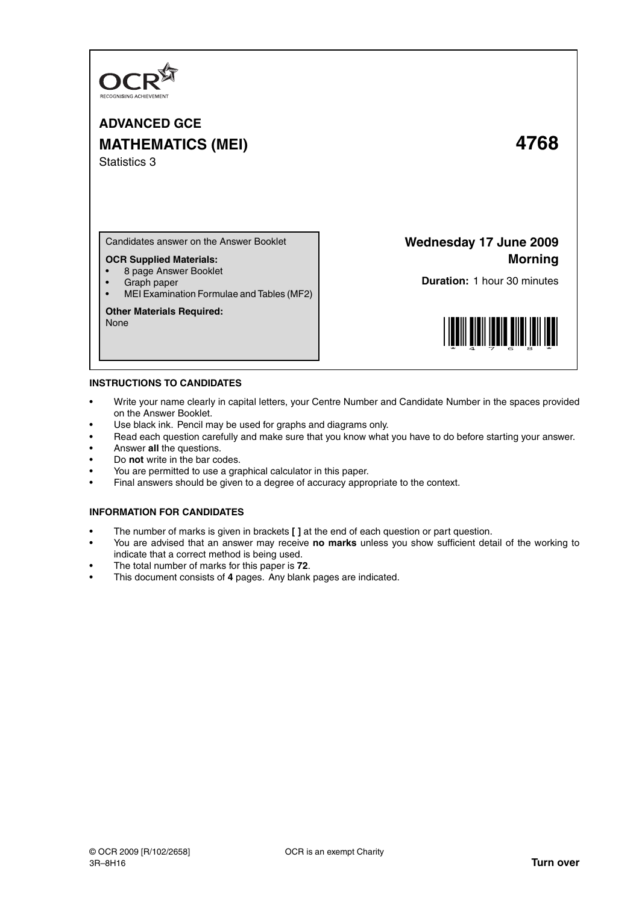OCR
RECOGNISING ACHIEVEMENT

# ADVANCED GCE
# MATHEMATICS (MEI) 4768
Statistics 3

Candidates answer on the Answer Booklet

**OCR Supplied Materials:**
- 8 page Answer Booklet
- Graph paper
- MEI Examination Formulae and Tables (MF2)

**Other Materials Required:**
None

**Wednesday 17 June 2009**
**Morning**

**Duration:** 1 hour 30 minutes

## INSTRUCTIONS TO CANDIDATES

- Write your name clearly in capital letters, your Centre Number and Candidate Number in the spaces provided on the Answer Booklet.
- Use black ink. Pencil may be used for graphs and diagrams only.
- Read each question carefully and make sure that you know what you have to do before starting your answer.
- Answer **all** the questions.
- Do **not** write in the bar codes.
- You are permitted to use a graphical calculator in this paper.
- Final answers should be given to a degree of accuracy appropriate to the context.

## INFORMATION FOR CANDIDATES

- The number of marks is given in brackets **[ ]** at the end of each question or part question.
- You are advised that an answer may receive **no marks** unless you show sufficient detail of the working to indicate that a correct method is being used.
- The total number of marks for this paper is **72**.
- This document consists of **4** pages. Any blank pages are indicated.

© OCR 2009 [R/102/2658] OCR is an exempt Charity
3R–8H16 **Turn over**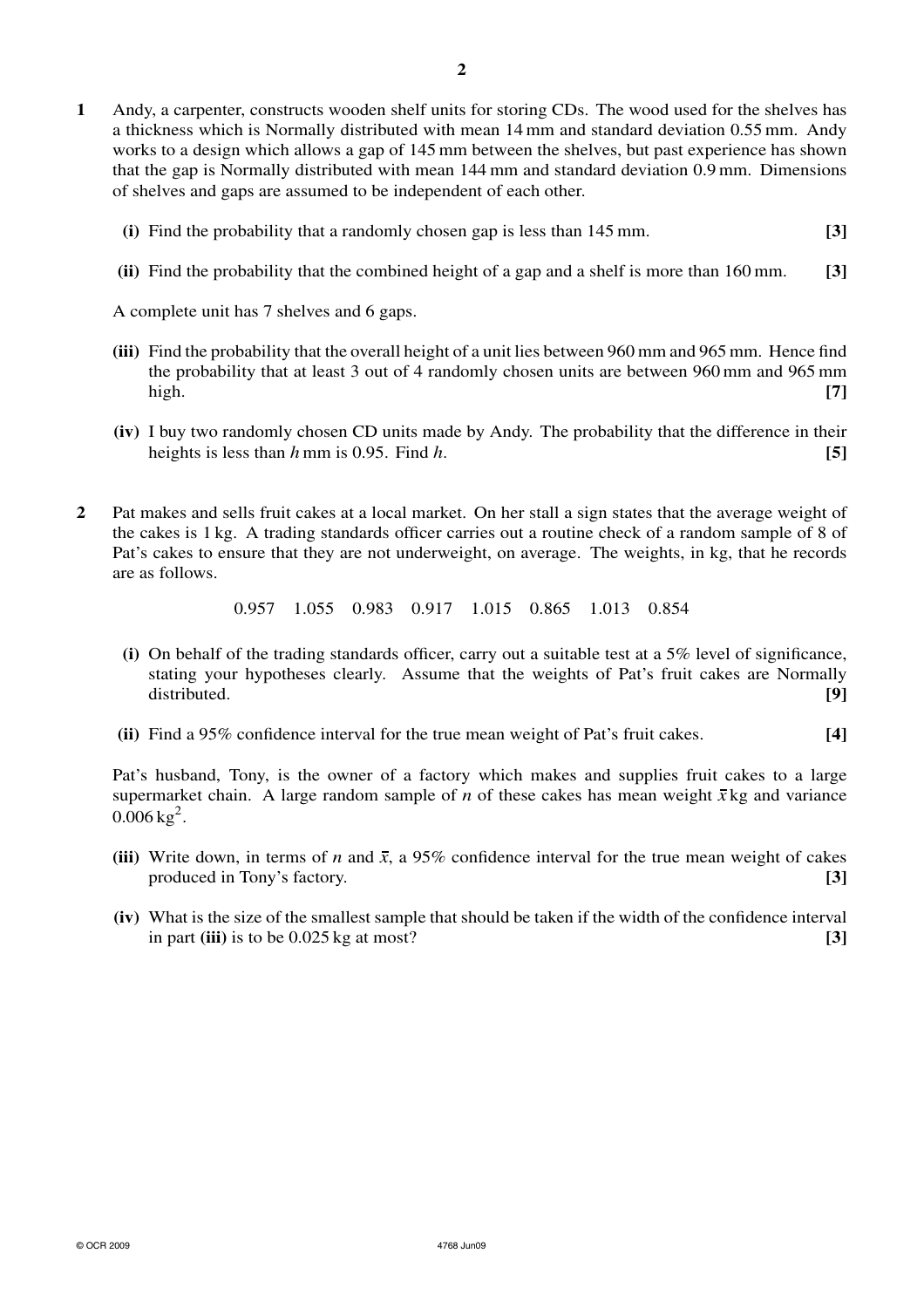**1** Andy, a carpenter, constructs wooden shelf units for storing CDs. The wood used for the shelves has a thickness which is Normally distributed with mean 14 mm and standard deviation 0.55 mm. Andy works to a design which allows a gap of 145 mm between the shelves, but past experience has shown that the gap is Normally distributed with mean 144 mm and standard deviation 0.9 mm. Dimensions of shelves and gaps are assumed to be independent of each other.

**(i)** Find the probability that a randomly chosen gap is less than 145 mm. **[3]**

**(ii)** Find the probability that the combined height of a gap and a shelf is more than 160 mm. **[3]**

A complete unit has 7 shelves and 6 gaps.

**(iii)** Find the probability that the overall height of a unit lies between 960 mm and 965 mm. Hence find the probability that at least 3 out of 4 randomly chosen units are between 960 mm and 965 mm high. **[7]**

**(iv)** I buy two randomly chosen CD units made by Andy. The probability that the difference in their heights is less than $h$ mm is 0.95. Find $h$. **[5]**

**2** Pat makes and sells fruit cakes at a local market. On her stall a sign states that the average weight of the cakes is 1 kg. A trading standards officer carries out a routine check of a random sample of 8 of Pat's cakes to ensure that they are not underweight, on average. The weights, in kg, that he records are as follows.

0.957 1.055 0.983 0.917 1.015 0.865 1.013 0.854

**(i)** On behalf of the trading standards officer, carry out a suitable test at a 5% level of significance, stating your hypotheses clearly. Assume that the weights of Pat's fruit cakes are Normally distributed. **[9]**

**(ii)** Find a 95% confidence interval for the true mean weight of Pat's fruit cakes. **[4]**

Pat's husband, Tony, is the owner of a factory which makes and supplies fruit cakes to a large supermarket chain. A large random sample of $n$ of these cakes has mean weight $\bar{x}$ kg and variance $0.006\,\text{kg}^2$.

**(iii)** Write down, in terms of $n$ and $\bar{x}$, a 95% confidence interval for the true mean weight of cakes produced in Tony's factory. **[3]**

**(iv)** What is the size of the smallest sample that should be taken if the width of the confidence interval in part **(iii)** is to be 0.025 kg at most? **[3]**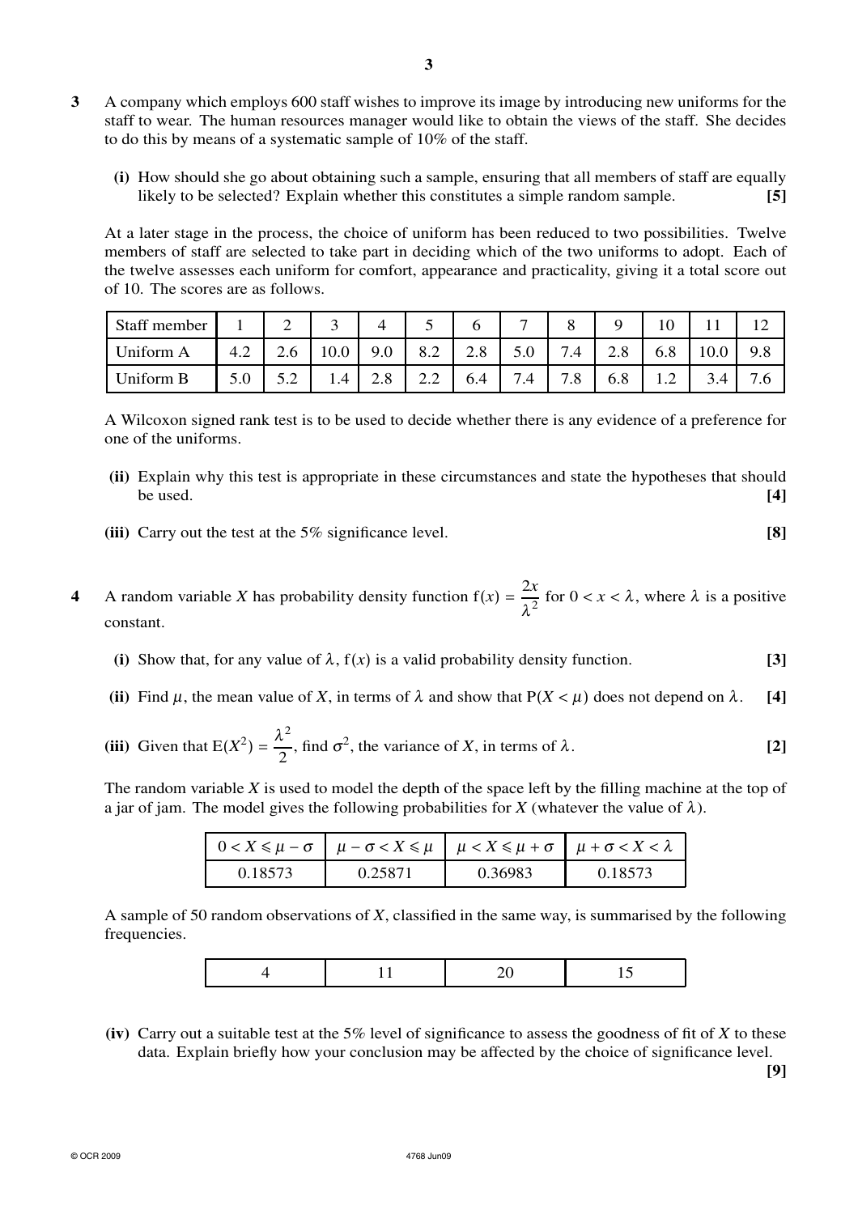**3** A company which employs 600 staff wishes to improve its image by introducing new uniforms for the staff to wear. The human resources manager would like to obtain the views of the staff. She decides to do this by means of a systematic sample of 10% of the staff.

**(i)** How should she go about obtaining such a sample, ensuring that all members of staff are equally likely to be selected? Explain whether this constitutes a simple random sample. **[5]**

At a later stage in the process, the choice of uniform has been reduced to two possibilities. Twelve members of staff are selected to take part in deciding which of the two uniforms to adopt. Each of the twelve assesses each uniform for comfort, appearance and practicality, giving it a total score out of 10. The scores are as follows.

| Staff member | 1 | 2 | 3 | 4 | 5 | 6 | 7 | 8 | 9 | 10 | 11 | 12 |
|---|---|---|---|---|---|---|---|---|---|---|---|---|
| Uniform A | 4.2 | 2.6 | 10.0 | 9.0 | 8.2 | 2.8 | 5.0 | 7.4 | 2.8 | 6.8 | 10.0 | 9.8 |
| Uniform B | 5.0 | 5.2 | 1.4 | 2.8 | 2.2 | 6.4 | 7.4 | 7.8 | 6.8 | 1.2 | 3.4 | 7.6 |

A Wilcoxon signed rank test is to be used to decide whether there is any evidence of a preference for one of the uniforms.

**(ii)** Explain why this test is appropriate in these circumstances and state the hypotheses that should be used. **[4]**

**(iii)** Carry out the test at the 5% significance level. **[8]**

**4** A random variable $X$ has probability density function $\mathrm{f}(x) = \dfrac{2x}{\lambda^2}$ for $0 < x < \lambda$, where $\lambda$ is a positive constant.

**(i)** Show that, for any value of $\lambda$, $\mathrm{f}(x)$ is a valid probability density function. **[3]**

**(ii)** Find $\mu$, the mean value of $X$, in terms of $\lambda$ and show that $\mathrm{P}(X < \mu)$ does not depend on $\lambda$. **[4]**

**(iii)** Given that $\mathrm{E}(X^2) = \dfrac{\lambda^2}{2}$, find $\sigma^2$, the variance of $X$, in terms of $\lambda$. **[2]**

The random variable $X$ is used to model the depth of the space left by the filling machine at the top of a jar of jam. The model gives the following probabilities for $X$ (whatever the value of $\lambda$).

| $0 < X \leqslant \mu - \sigma$ | $\mu - \sigma < X \leqslant \mu$ | $\mu < X \leqslant \mu + \sigma$ | $\mu + \sigma < X < \lambda$ |
|---|---|---|---|
| 0.18573 | 0.25871 | 0.36983 | 0.18573 |

A sample of 50 random observations of $X$, classified in the same way, is summarised by the following frequencies.

| | | | |
|---|---|---|---|
| 4 | 11 | 20 | 15 |

**(iv)** Carry out a suitable test at the 5% level of significance to assess the goodness of fit of $X$ to these data. Explain briefly how your conclusion may be affected by the choice of significance level. **[9]**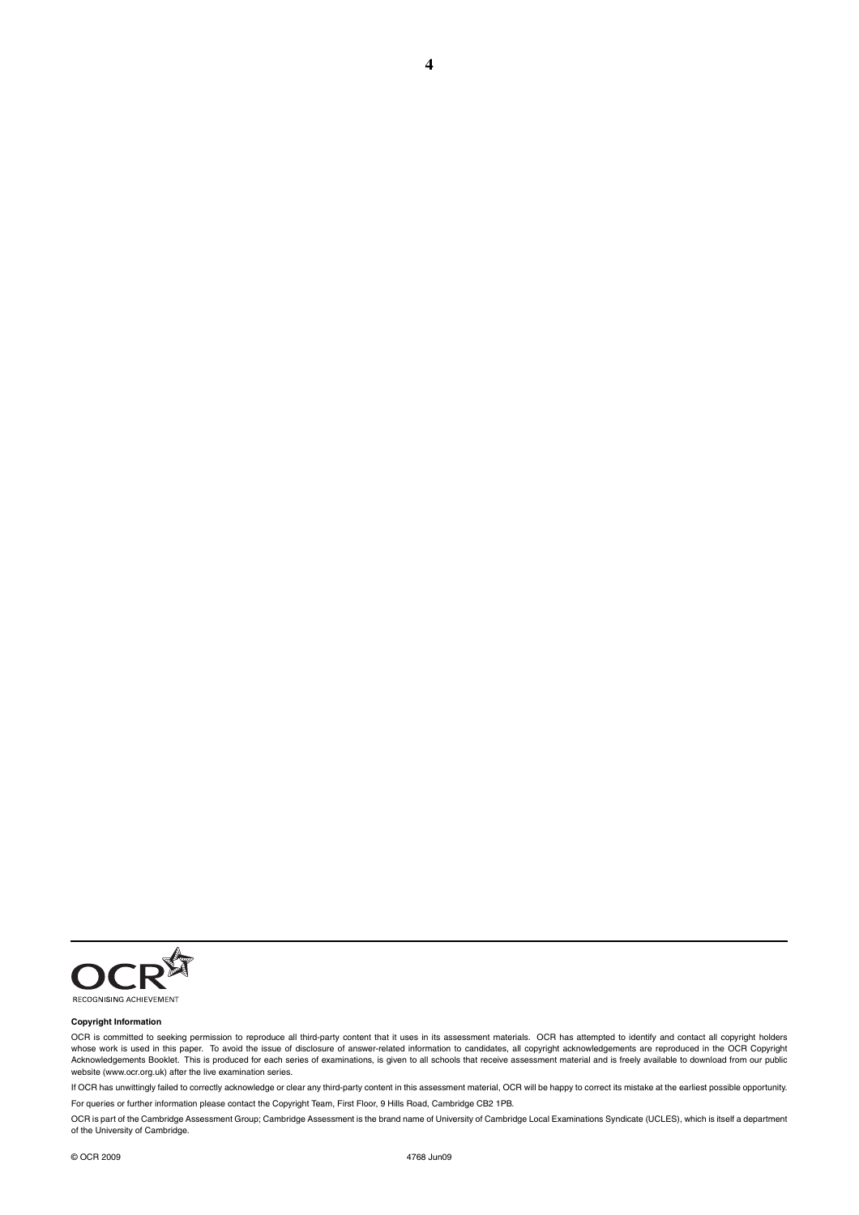**Copyright Information**

OCR is committed to seeking permission to reproduce all third-party content that it uses in its assessment materials. OCR has attempted to identify and contact all copyright holders whose work is used in this paper. To avoid the issue of disclosure of answer-related information to candidates, all copyright acknowledgements are reproduced in the OCR Copyright Acknowledgements Booklet. This is produced for each series of examinations, is given to all schools that receive assessment material and is freely available to download from our public website (www.ocr.org.uk) after the live examination series.

If OCR has unwittingly failed to correctly acknowledge or clear any third-party content in this assessment material, OCR will be happy to correct its mistake at the earliest possible opportunity.

For queries or further information please contact the Copyright Team, First Floor, 9 Hills Road, Cambridge CB2 1PB.

OCR is part of the Cambridge Assessment Group; Cambridge Assessment is the brand name of University of Cambridge Local Examinations Syndicate (UCLES), which is itself a department of the University of Cambridge.

© OCR 2009 4768 Jun09